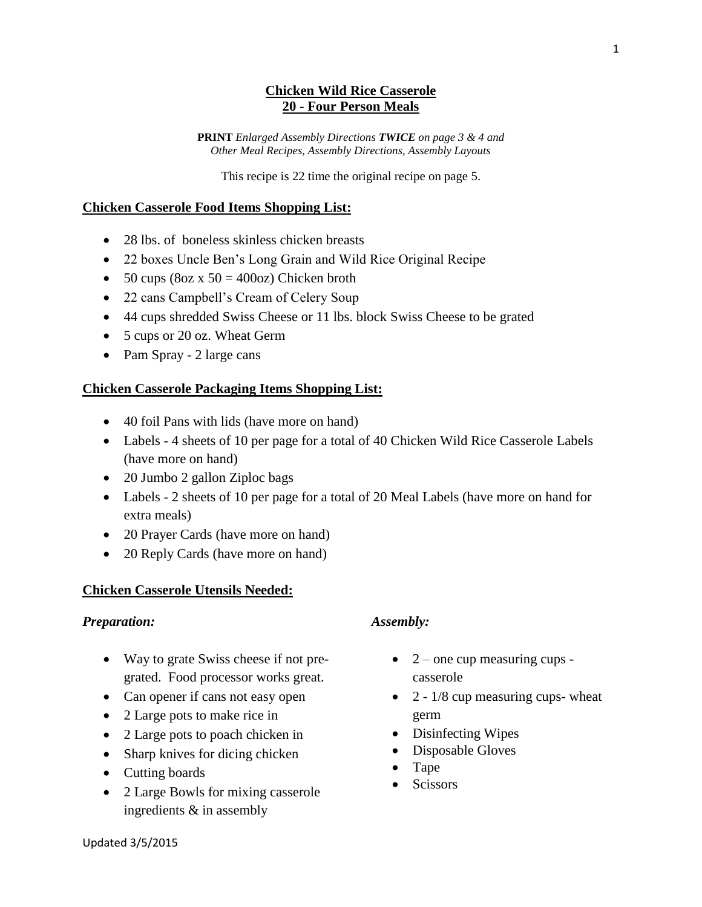# Chicken Wild Rice Casserole
# 20 - Four Person Meals

**PRINT** *Enlarged Assembly Directions* ***TWICE*** *on page 3 & 4 and Other Meal Recipes, Assembly Directions, Assembly Layouts*

This recipe is 22 time the original recipe on page 5.

## Chicken Casserole Food Items Shopping List:

- 28 lbs. of boneless skinless chicken breasts
- 22 boxes Uncle Ben's Long Grain and Wild Rice Original Recipe
- 50 cups (8oz x 50 = 400oz) Chicken broth
- 22 cans Campbell's Cream of Celery Soup
- 44 cups shredded Swiss Cheese or 11 lbs. block Swiss Cheese to be grated
- 5 cups or 20 oz. Wheat Germ
- Pam Spray - 2 large cans

## Chicken Casserole Packaging Items Shopping List:

- 40 foil Pans with lids (have more on hand)
- Labels - 4 sheets of 10 per page for a total of 40 Chicken Wild Rice Casserole Labels (have more on hand)
- 20 Jumbo 2 gallon Ziploc bags
- Labels - 2 sheets of 10 per page for a total of 20 Meal Labels (have more on hand for extra meals)
- 20 Prayer Cards (have more on hand)
- 20 Reply Cards (have more on hand)

## Chicken Casserole Utensils Needed:

### *Preparation:*

- Way to grate Swiss cheese if not pre-grated. Food processor works great.
- Can opener if cans not easy open
- 2 Large pots to make rice in
- 2 Large pots to poach chicken in
- Sharp knives for dicing chicken
- Cutting boards
- 2 Large Bowls for mixing casserole ingredients & in assembly

### *Assembly:*

- 2 – one cup measuring cups - casserole
- 2 - 1/8 cup measuring cups- wheat germ
- Disinfecting Wipes
- Disposable Gloves
- Tape
- Scissors

Updated 3/5/2015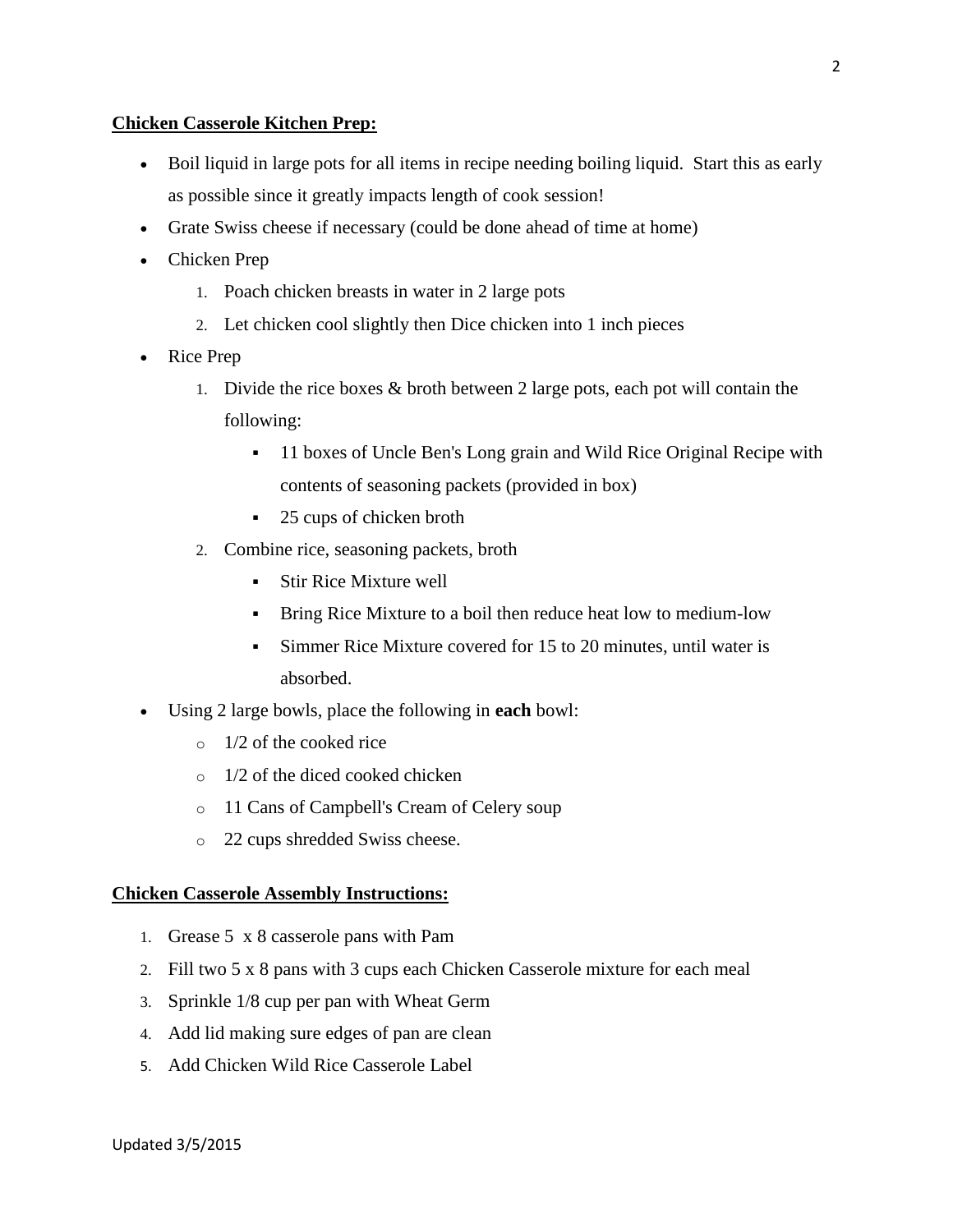**Chicken Casserole Kitchen Prep:**

- Boil liquid in large pots for all items in recipe needing boiling liquid. Start this as early as possible since it greatly impacts length of cook session!
- Grate Swiss cheese if necessary (could be done ahead of time at home)
- Chicken Prep
    1. Poach chicken breasts in water in 2 large pots
    2. Let chicken cool slightly then Dice chicken into 1 inch pieces
- Rice Prep
    1. Divide the rice boxes & broth between 2 large pots, each pot will contain the following:
        - 11 boxes of Uncle Ben's Long grain and Wild Rice Original Recipe with contents of seasoning packets (provided in box)
        - 25 cups of chicken broth
    2. Combine rice, seasoning packets, broth
        - Stir Rice Mixture well
        - Bring Rice Mixture to a boil then reduce heat low to medium-low
        - Simmer Rice Mixture covered for 15 to 20 minutes, until water is absorbed.
- Using 2 large bowls, place the following in **each** bowl:
    - 1/2 of the cooked rice
    - 1/2 of the diced cooked chicken
    - 11 Cans of Campbell's Cream of Celery soup
    - 22 cups shredded Swiss cheese.

**Chicken Casserole Assembly Instructions:**

1. Grease 5 x 8 casserole pans with Pam
2. Fill two 5 x 8 pans with 3 cups each Chicken Casserole mixture for each meal
3. Sprinkle 1/8 cup per pan with Wheat Germ
4. Add lid making sure edges of pan are clean
5. Add Chicken Wild Rice Casserole Label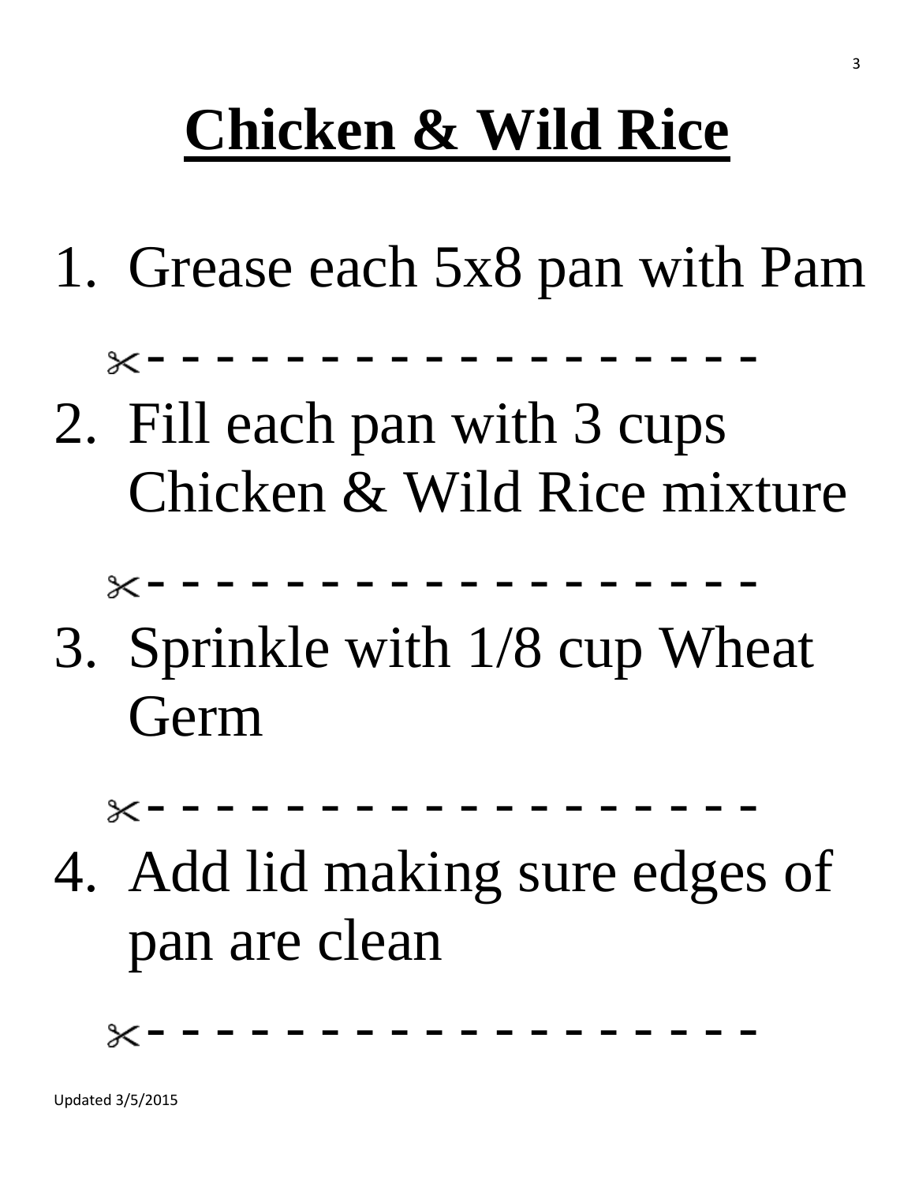# Chicken & Wild Rice

1. Grease each 5x8 pan with Pam

✂- - - - - - - - - - - - - - - - - - - -

2. Fill each pan with 3 cups Chicken & Wild Rice mixture

✂- - - - - - - - - - - - - - - - - - - -

3. Sprinkle with 1/8 cup Wheat Germ

✂- - - - - - - - - - - - - - - - - - - -

4. Add lid making sure edges of pan are clean

✂- - - - - - - - - - - - - - - - - - - -

Updated 3/5/2015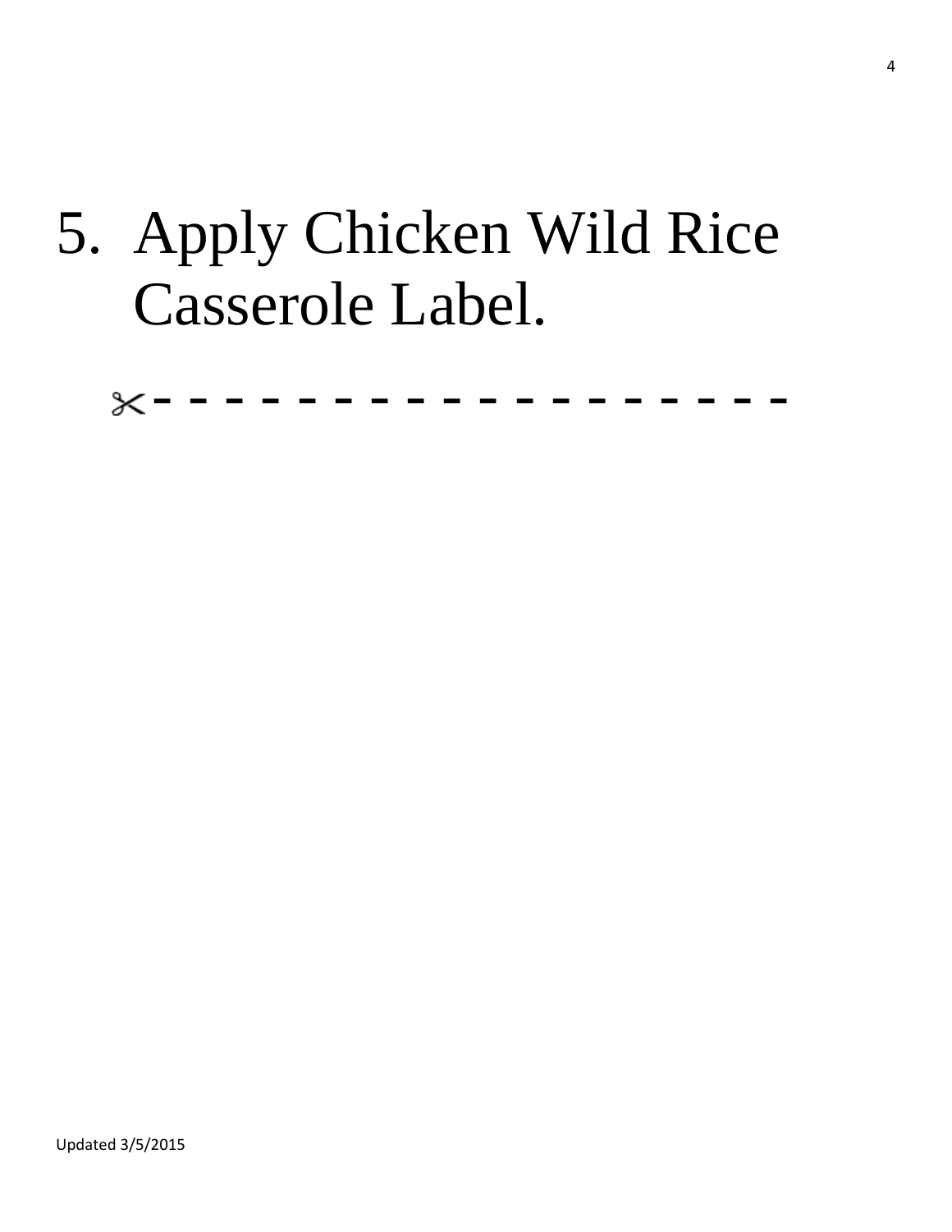5. Apply Chicken Wild Rice Casserole Label.

✂- - - - - - - - - - - - - - - - - - - -

Updated 3/5/2015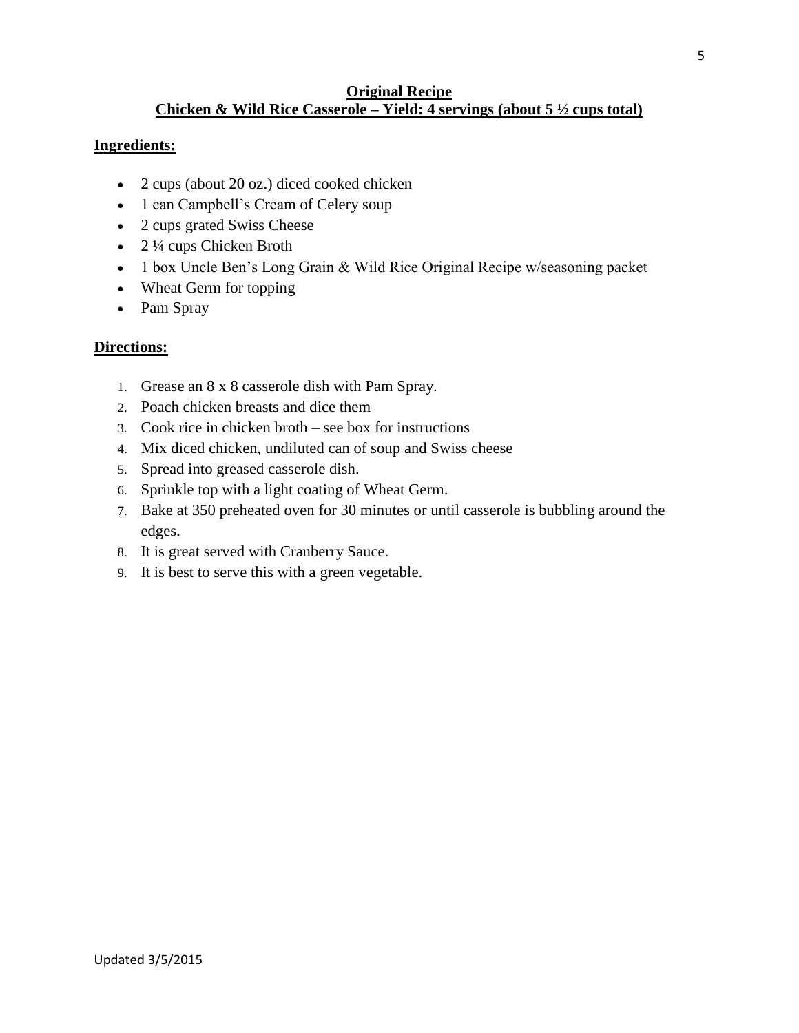**Original Recipe**

**Chicken & Wild Rice Casserole – Yield: 4 servings (about 5 ½ cups total)**

## Ingredients:

- 2 cups (about 20 oz.) diced cooked chicken
- 1 can Campbell's Cream of Celery soup
- 2 cups grated Swiss Cheese
- 2 ¼ cups Chicken Broth
- 1 box Uncle Ben's Long Grain & Wild Rice Original Recipe w/seasoning packet
- Wheat Germ for topping
- Pam Spray

## Directions:

1. Grease an 8 x 8 casserole dish with Pam Spray.
2. Poach chicken breasts and dice them
3. Cook rice in chicken broth – see box for instructions
4. Mix diced chicken, undiluted can of soup and Swiss cheese
5. Spread into greased casserole dish.
6. Sprinkle top with a light coating of Wheat Germ.
7. Bake at 350 preheated oven for 30 minutes or until casserole is bubbling around the edges.
8. It is great served with Cranberry Sauce.
9. It is best to serve this with a green vegetable.

Updated 3/5/2015